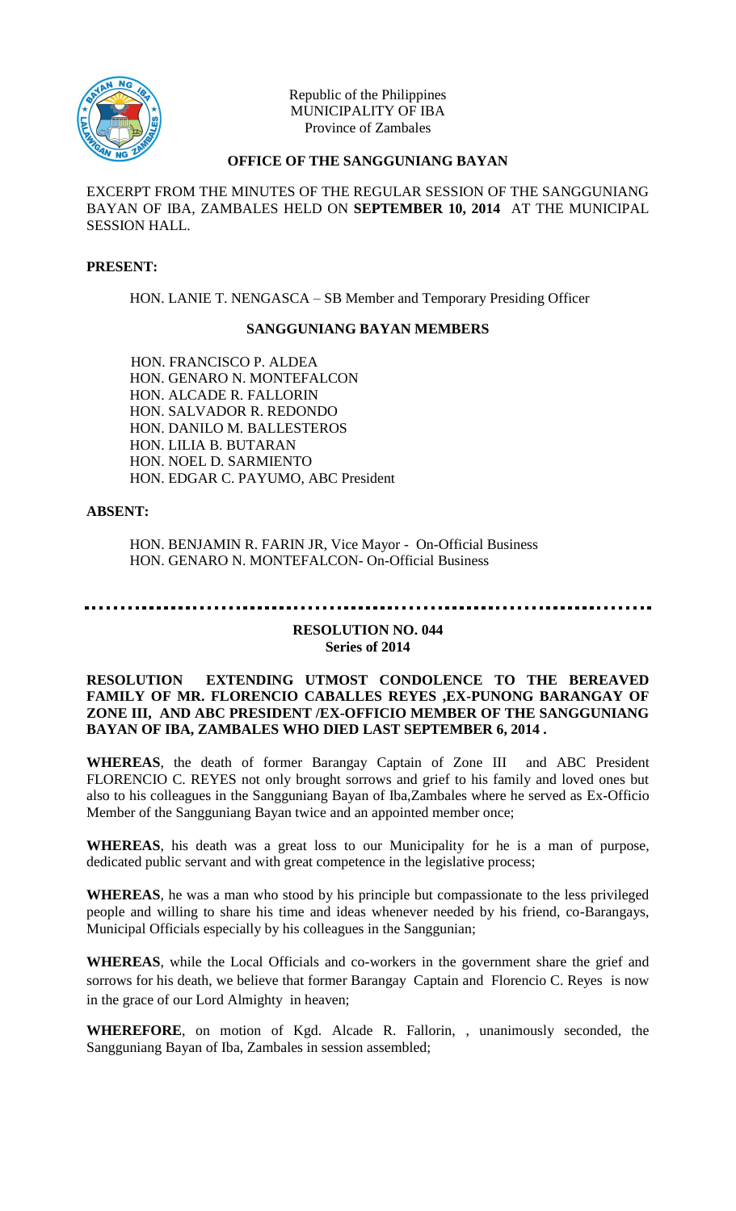Republic of the Philippines
MUNICIPALITY OF IBA
Province of Zambales

## OFFICE OF THE SANGGUNIANG BAYAN

EXCERPT FROM THE MINUTES OF THE REGULAR SESSION OF THE SANGGUNIANG BAYAN OF IBA, ZAMBALES HELD ON **SEPTEMBER 10, 2014** AT THE MUNICIPAL SESSION HALL.

**PRESENT:**

HON. LANIE T. NENGASCA – SB Member and Temporary Presiding Officer

**SANGGUNIANG BAYAN MEMBERS**

HON. FRANCISCO P. ALDEA
HON. GENARO N. MONTEFALCON
HON. ALCADE R. FALLORIN
HON. SALVADOR R. REDONDO
HON. DANILO M. BALLESTEROS
HON. LILIA B. BUTARAN
HON. NOEL D. SARMIENTO
HON. EDGAR C. PAYUMO, ABC President

**ABSENT:**

HON. BENJAMIN R. FARIN JR, Vice Mayor - On-Official Business
HON. GENARO N. MONTEFALCON- On-Official Business

---

**RESOLUTION NO. 044**
**Series of 2014**

**RESOLUTION EXTENDING UTMOST CONDOLENCE TO THE BEREAVED FAMILY OF MR. FLORENCIO CABALLES REYES ,EX-PUNONG BARANGAY OF ZONE III, AND ABC PRESIDENT /EX-OFFICIO MEMBER OF THE SANGGUNIANG BAYAN OF IBA, ZAMBALES WHO DIED LAST SEPTEMBER 6, 2014 .**

**WHEREAS**, the death of former Barangay Captain of Zone III and ABC President FLORENCIO C. REYES not only brought sorrows and grief to his family and loved ones but also to his colleagues in the Sangguniang Bayan of Iba,Zambales where he served as Ex-Officio Member of the Sangguniang Bayan twice and an appointed member once;

**WHEREAS**, his death was a great loss to our Municipality for he is a man of purpose, dedicated public servant and with great competence in the legislative process;

**WHEREAS**, he was a man who stood by his principle but compassionate to the less privileged people and willing to share his time and ideas whenever needed by his friend, co-Barangays, Municipal Officials especially by his colleagues in the Sanggunian;

**WHEREAS**, while the Local Officials and co-workers in the government share the grief and sorrows for his death, we believe that former Barangay Captain and Florencio C. Reyes is now in the grace of our Lord Almighty in heaven;

**WHEREFORE**, on motion of Kgd. Alcade R. Fallorin, , unanimously seconded, the Sangguniang Bayan of Iba, Zambales in session assembled;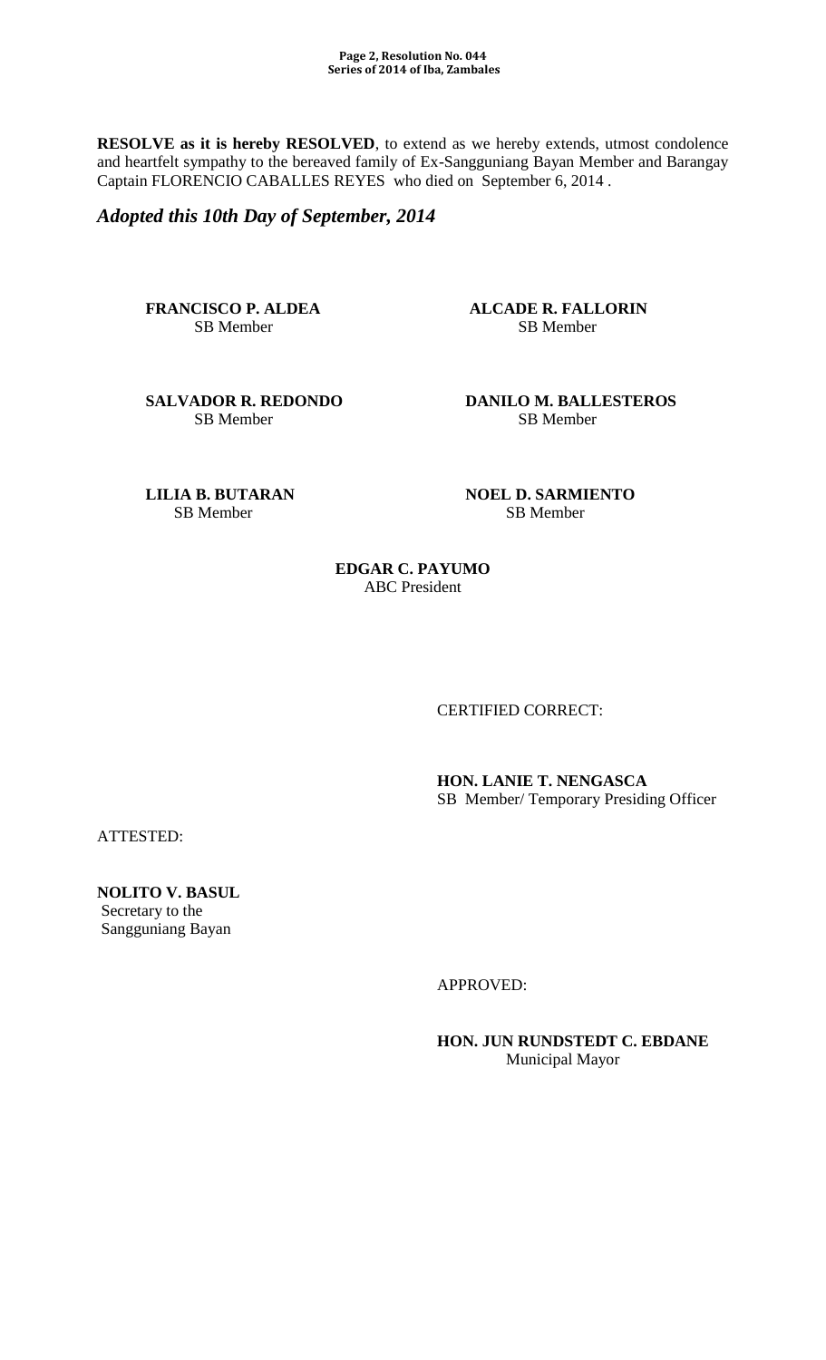**RESOLVE as it is hereby RESOLVED**, to extend as we hereby extends, utmost condolence and heartfelt sympathy to the bereaved family of Ex-Sangguniang Bayan Member and Barangay Captain FLORENCIO CABALLES REYES who died on September 6, 2014 .

***Adopted this 10th Day of September, 2014***

**FRANCISCO P. ALDEA**
SB Member

**ALCADE R. FALLORIN**
SB Member

**SALVADOR R. REDONDO**
SB Member

**DANILO M. BALLESTEROS**
SB Member

**LILIA B. BUTARAN**
SB Member

**NOEL D. SARMIENTO**
SB Member

**EDGAR C. PAYUMO**
ABC President

CERTIFIED CORRECT:

**HON. LANIE T. NENGASCA**
SB Member/ Temporary Presiding Officer

ATTESTED:

**NOLITO V. BASUL**
Secretary to the
Sangguniang Bayan

APPROVED:

**HON. JUN RUNDSTEDT C. EBDANE**
Municipal Mayor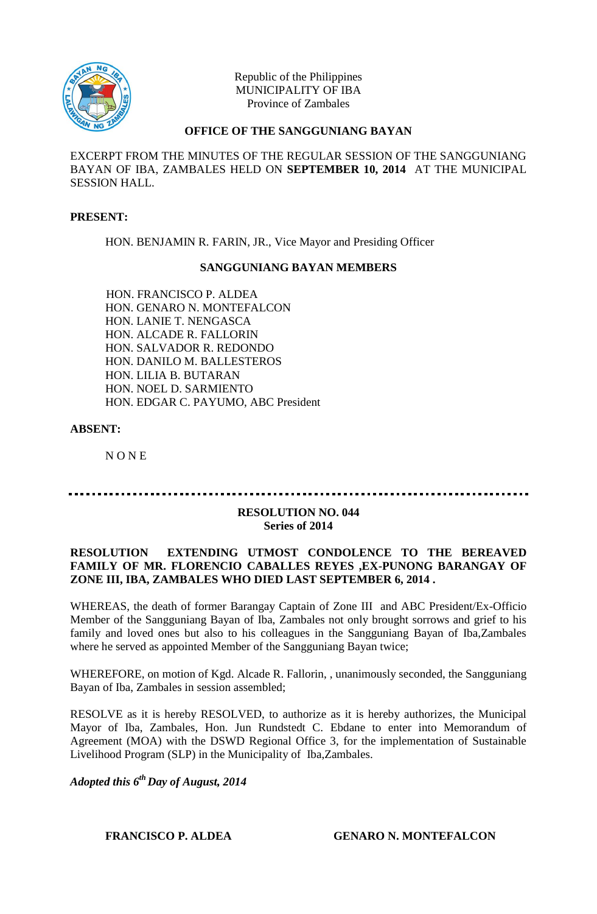Republic of the Philippines
MUNICIPALITY OF IBA
Province of Zambales

**OFFICE OF THE SANGGUNIANG BAYAN**

EXCERPT FROM THE MINUTES OF THE REGULAR SESSION OF THE SANGGUNIANG BAYAN OF IBA, ZAMBALES HELD ON **SEPTEMBER 10, 2014** AT THE MUNICIPAL SESSION HALL.

**PRESENT:**

HON. BENJAMIN R. FARIN, JR., Vice Mayor and Presiding Officer

**SANGGUNIANG BAYAN MEMBERS**

HON. FRANCISCO P. ALDEA
HON. GENARO N. MONTEFALCON
HON. LANIE T. NENGASCA
HON. ALCADE R. FALLORIN
HON. SALVADOR R. REDONDO
HON. DANILO M. BALLESTEROS
HON. LILIA B. BUTARAN
HON. NOEL D. SARMIENTO
HON. EDGAR C. PAYUMO, ABC President

**ABSENT:**

N O N E

---

**RESOLUTION NO. 044**
**Series of 2014**

**RESOLUTION EXTENDING UTMOST CONDOLENCE TO THE BEREAVED FAMILY OF MR. FLORENCIO CABALLES REYES ,EX-PUNONG BARANGAY OF ZONE III, IBA, ZAMBALES WHO DIED LAST SEPTEMBER 6, 2014 .**

WHEREAS, the death of former Barangay Captain of Zone III and ABC President/Ex-Officio Member of the Sangguniang Bayan of Iba, Zambales not only brought sorrows and grief to his family and loved ones but also to his colleagues in the Sangguniang Bayan of Iba,Zambales where he served as appointed Member of the Sangguniang Bayan twice;

WHEREFORE, on motion of Kgd. Alcade R. Fallorin, , unanimously seconded, the Sangguniang Bayan of Iba, Zambales in session assembled;

RESOLVE as it is hereby RESOLVED, to authorize as it is hereby authorizes, the Municipal Mayor of Iba, Zambales, Hon. Jun Rundstedt C. Ebdane to enter into Memorandum of Agreement (MOA) with the DSWD Regional Office 3, for the implementation of Sustainable Livelihood Program (SLP) in the Municipality of Iba,Zambales.

***Adopted this 6th Day of August, 2014***

**FRANCISCO P. ALDEA** **GENARO N. MONTEFALCON**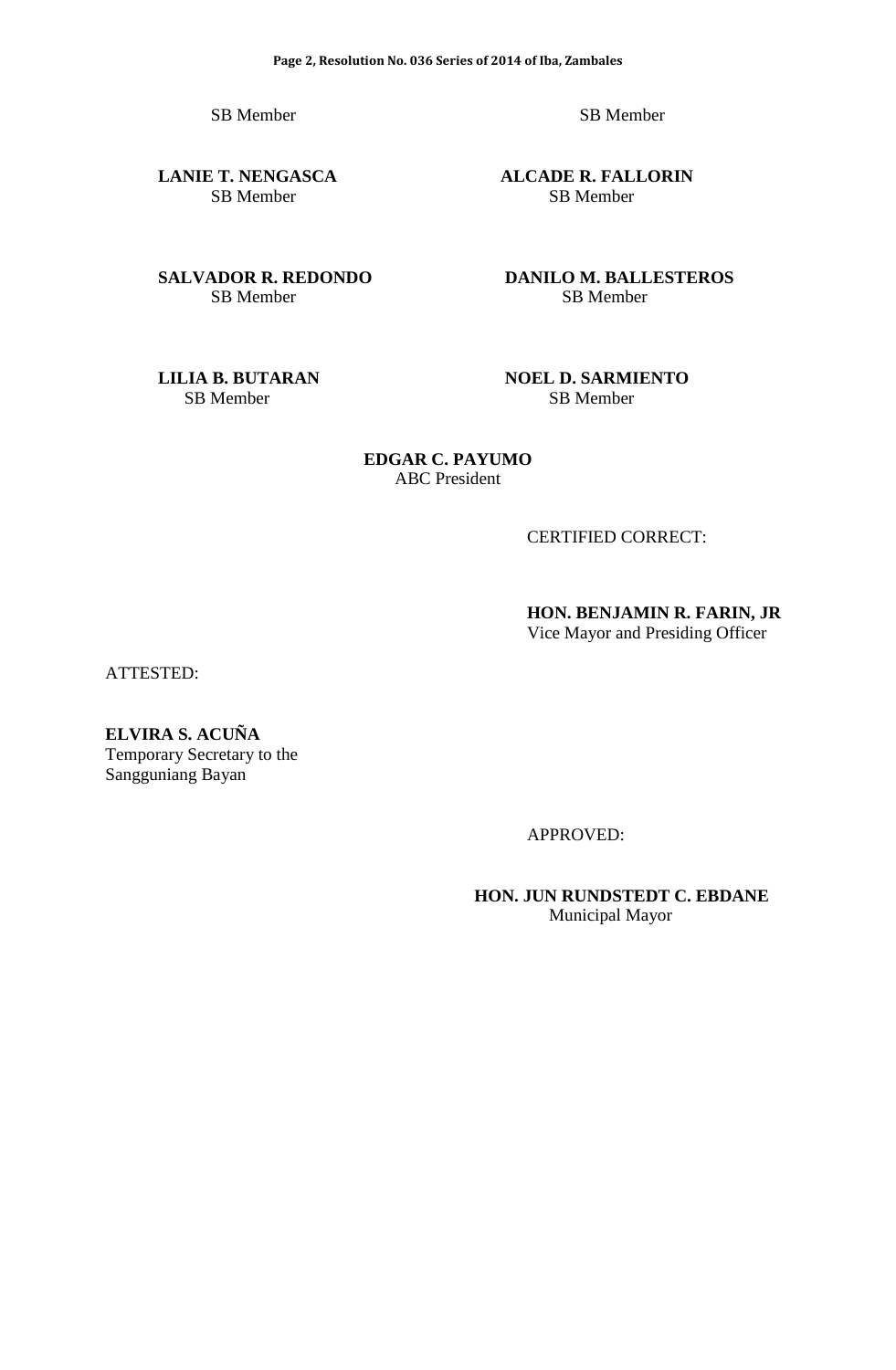SB Member SB Member

**LANIE T. NENGASCA**
SB Member

**ALCADE R. FALLORIN**
SB Member

**SALVADOR R. REDONDO**
SB Member

**DANILO M. BALLESTEROS**
SB Member

**LILIA B. BUTARAN**
SB Member

**NOEL D. SARMIENTO**
SB Member

**EDGAR C. PAYUMO**
ABC President

CERTIFIED CORRECT:

**HON. BENJAMIN R. FARIN, JR**
Vice Mayor and Presiding Officer

ATTESTED:

**ELVIRA S. ACUÑA**
Temporary Secretary to the
Sangguniang Bayan

APPROVED:

**HON. JUN RUNDSTEDT C. EBDANE**
Municipal Mayor